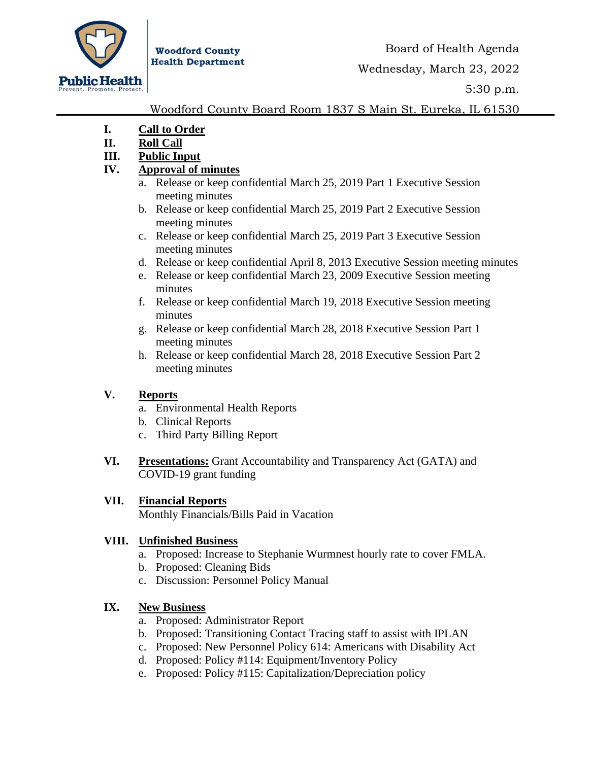**Woodford County Health Department**

Public Health
Prevent. Promote. Protect.

Board of Health Agenda

Wednesday, March 23, 2022

5:30 p.m.

Woodford County Board Room 1837 S Main St. Eureka, IL 61530

**I. Call to Order**

**II. Roll Call**

**III. Public Input**

**IV. Approval of minutes**

a. Release or keep confidential March 25, 2019 Part 1 Executive Session meeting minutes
b. Release or keep confidential March 25, 2019 Part 2 Executive Session meeting minutes
c. Release or keep confidential March 25, 2019 Part 3 Executive Session meeting minutes
d. Release or keep confidential April 8, 2013 Executive Session meeting minutes
e. Release or keep confidential March 23, 2009 Executive Session meeting minutes
f. Release or keep confidential March 19, 2018 Executive Session meeting minutes
g. Release or keep confidential March 28, 2018 Executive Session Part 1 meeting minutes
h. Release or keep confidential March 28, 2018 Executive Session Part 2 meeting minutes

**V. Reports**

a. Environmental Health Reports
b. Clinical Reports
c. Third Party Billing Report

**VI. Presentations:** Grant Accountability and Transparency Act (GATA) and COVID-19 grant funding

**VII. Financial Reports**

Monthly Financials/Bills Paid in Vacation

**VIII. Unfinished Business**

a. Proposed: Increase to Stephanie Wurmnest hourly rate to cover FMLA.
b. Proposed: Cleaning Bids
c. Discussion: Personnel Policy Manual

**IX. New Business**

a. Proposed: Administrator Report
b. Proposed: Transitioning Contact Tracing staff to assist with IPLAN
c. Proposed: New Personnel Policy 614: Americans with Disability Act
d. Proposed: Policy #114: Equipment/Inventory Policy
e. Proposed: Policy #115: Capitalization/Depreciation policy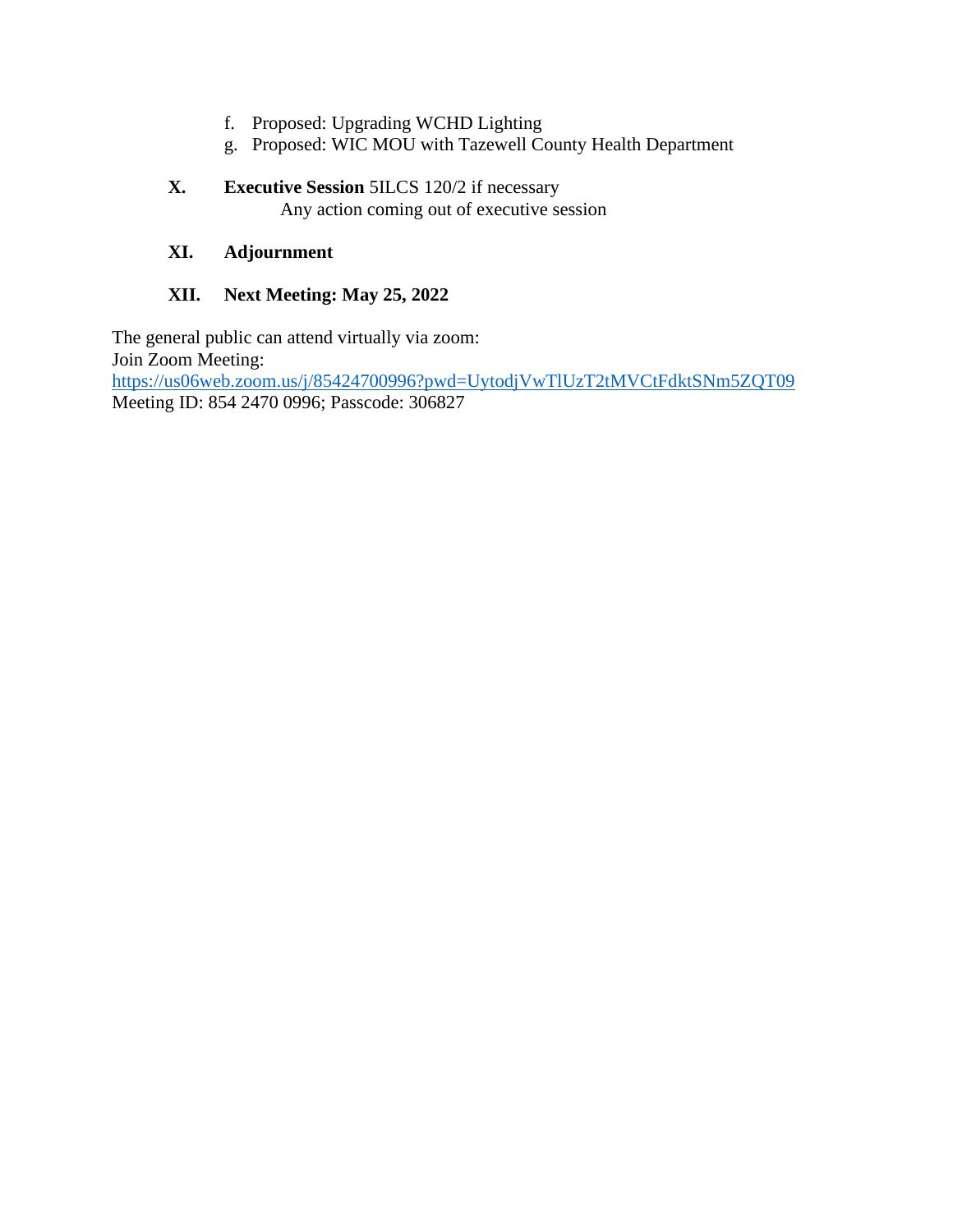f. Proposed: Upgrading WCHD Lighting
g. Proposed: WIC MOU with Tazewell County Health Department

**X. Executive Session** 5ILCS 120/2 if necessary
Any action coming out of executive session

**XI. Adjournment**

**XII. Next Meeting: May 25, 2022**

The general public can attend virtually via zoom:
Join Zoom Meeting:
https://us06web.zoom.us/j/85424700996?pwd=UytodjVwTlUzT2tMVCtFdktSNm5ZQT09
Meeting ID: 854 2470 0996; Passcode: 306827